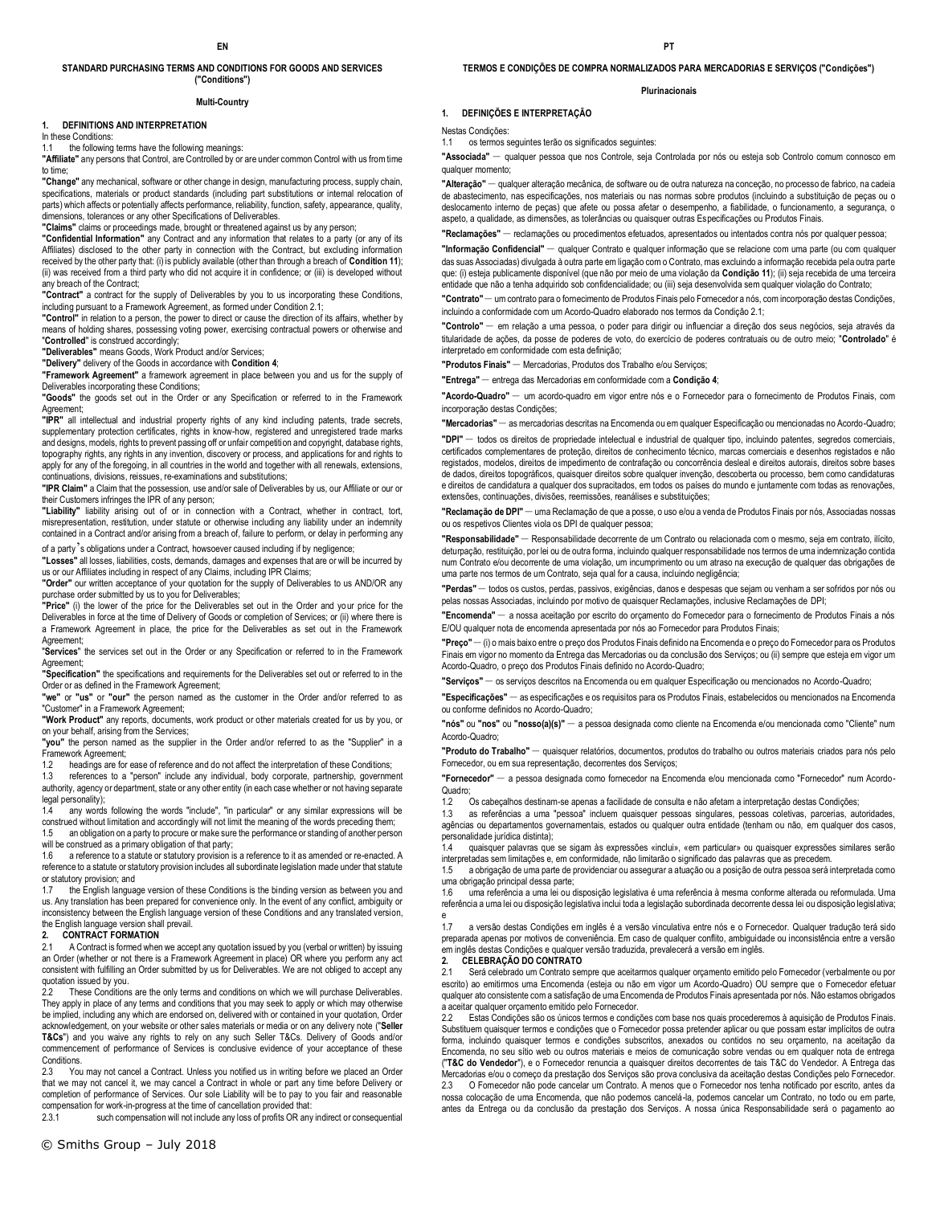EN

## STANDARD PURCHASING TERMS AND CONDITIONS FOR GOODS AND SERVICES ("Conditions")

**Multi-Country**

### 1. DEFINITIONS AND INTERPRETATION

In these Conditions:

1.1 the following terms have the following meanings:

**"Affiliate"** any persons that Control, are Controlled by or are under common Control with us from time to time;

**"Change"** any mechanical, software or other change in design, manufacturing process, supply chain, specifications, materials or product standards (including part substitutions or internal relocation of parts) which affects or potentially affects performance, reliability, function, safety, appearance, quality, dimensions, tolerances or any other Specifications of Deliverables.

**"Claims"** claims or proceedings made, brought or threatened against us by any person;

**"Confidential Information"** any Contract and any information that relates to a party (or any of its Affiliates) disclosed to the other party in connection with the Contract, but excluding information received by the other party that: (i) is publicly available (other than through a breach of **Condition 11**); (ii) was received from a third party who did not acquire it in confidence; or (iii) is developed without any breach of the Contract;

**"Contract"** a contract for the supply of Deliverables by you to us incorporating these Conditions, including pursuant to a Framework Agreement, as formed under Condition 2.1;

**"Control"** in relation to a person, the power to direct or cause the direction of its affairs, whether by means of holding shares, possessing voting power, exercising contractual powers or otherwise and "**Controlled**" is construed accordingly;

**"Deliverables"** means Goods, Work Product and/or Services;

**"Delivery"** delivery of the Goods in accordance with **Condition 4**;

**"Framework Agreement"** a framework agreement in place between you and us for the supply of Deliverables incorporating these Conditions;

**"Goods"** the goods set out in the Order or any Specification or referred to in the Framework Agreement;

**"IPR"** all intellectual and industrial property rights of any kind including patents, trade secrets, supplementary protection certificates, rights in know-how, registered and unregistered trade marks and designs, models, rights to prevent passing off or unfair competition and copyright, database rights, topography rights, any rights in any invention, discovery or process, and applications for and rights to apply for any of the foregoing, in all countries in the world and together with all renewals, extensions, continuations, divisions, reissues, re-examinations and substitutions;

**"IPR Claim"** a Claim that the possession, use and/or sale of Deliverables by us, our Affiliate or our or their Customers infringes the IPR of any person;

**"Liability"** liability arising out of or in connection with a Contract, whether in contract, tort, misrepresentation, restitution, under statute or otherwise including any liability under an indemnity contained in a Contract and/or arising from a breach of, failure to perform, or delay in performing any of a party's obligations under a Contract, howsoever caused including if by negligence;

**"Losses"** all losses, liabilities, costs, demands, damages and expenses that are or will be incurred by us or our Affiliates including in respect of any Claims, including IPR Claims;

**"Order"** our written acceptance of your quotation for the supply of Deliverables to us AND/OR any purchase order submitted by us to you for Deliverables;

**"Price"** (i) the lower of the price for the Deliverables set out in the Order and your price for the Deliverables in force at the time of Delivery of Goods or completion of Services; or (ii) where there is a Framework Agreement in place, the price for the Deliverables as set out in the Framework Agreement;

**"Services"** the services set out in the Order or any Specification or referred to in the Framework Agreement;

**"Specification"** the specifications and requirements for the Deliverables set out or referred to in the Order or as defined in the Framework Agreement;

**"we"** or **"us"** or **"our"** the person named as the customer in the Order and/or referred to as "Customer" in a Framework Agreement;

**"Work Product"** any reports, documents, work product or other materials created for us by you, or on your behalf, arising from the Services;

**"you"** the person named as the supplier in the Order and/or referred to as the "Supplier" in a Framework Agreement;

1.2 headings are for ease of reference and do not affect the interpretation of these Conditions;

1.3 references to a "person" include any individual, body corporate, partnership, government authority, agency or department, state or any other entity (in each case whether or not having separate legal personality);

1.4 any words following the words "include", "in particular" or any similar expressions will be construed without limitation and accordingly will not limit the meaning of the words preceding them;

1.5 an obligation on a party to procure or make sure the performance or standing of another person will be construed as a primary obligation of that party;

1.6 a reference to a statute or statutory provision is a reference to it as amended or re-enacted. A reference to a statute or statutory provision includes all subordinate legislation made under that statute or statutory provision; and

1.7 the English language version of these Conditions is the binding version as between you and us. Any translation has been prepared for convenience only. In the event of any conflict, ambiguity or inconsistency between the English language version of these Conditions and any translated version, the English language version shall prevail.

### 2. CONTRACT FORMATION

2.1 A Contract is formed when we accept any quotation issued by you (verbal or written) by issuing an Order (whether or not there is a Framework Agreement in place) OR where you perform any act consistent with fulfilling an Order submitted by us for Deliverables. We are not obliged to accept any quotation issued by you.

2.2 These Conditions are the only terms and conditions on which we will purchase Deliverables. They apply in place of any terms and conditions that you may seek to apply or which may otherwise be implied, including any which are endorsed on, delivered with or contained in your quotation, Order acknowledgement, on your website or other sales materials or media or on any delivery note ("**Seller T&Cs**") and you waive any rights to rely on any such Seller T&Cs. Delivery of Goods and/or commencement of performance of Services is conclusive evidence of your acceptance of these Conditions.

2.3 You may not cancel a Contract. Unless you notified us in writing before we placed an Order that we may not cancel it, we may cancel a Contract in whole or part any time before Delivery or completion of performance of Services. Our sole Liability will be to pay to you fair and reasonable compensation for work-in-progress at the time of cancellation provided that:

2.3.1 such compensation will not include any loss of profits OR any indirect or consequential

PT

## TERMOS E CONDIÇÕES DE COMPRA NORMALIZADOS PARA MERCADORIAS E SERVIÇOS ("Condições")

**Plurinacionais**

### 1. DEFINIÇÕES E INTERPRETAÇÃO

Nestas Condições:

1.1 os termos seguintes terão os significados seguintes:

**"Associada"** — qualquer pessoa que nos Controle, seja Controlada por nós ou esteja sob Controlo comum connosco em qualquer momento;

**"Alteração"** — qualquer alteração mecânica, de software ou de outra natureza na conceção, no processo de fabrico, na cadeia de abastecimento, nas especificações, nos materiais ou nas normas sobre produtos (incluindo a substituição de peças ou o deslocamento interno de peças) que afete ou possa afetar o desempenho, a fiabilidade, o funcionamento, a segurança, o aspeto, a qualidade, as dimensões, as tolerâncias ou quaisquer outras Especificações ou Produtos Finais.

**"Reclamações"** — reclamações ou procedimentos efetuados, apresentados ou intentados contra nós por qualquer pessoa;

**"Informação Confidencial"** — qualquer Contrato e qualquer informação que se relacione com uma parte (ou com qualquer das suas Associadas) divulgada à outra parte em ligação com o Contrato, mas excluindo a informação recebida pela outra parte que: (i) esteja publicamente disponível (que não por meio de uma violação da **Condição 11**); (ii) seja recebida de uma terceira entidade que não a tenha adquirido sob confidencialidade; ou (iii) seja desenvolvida sem qualquer violação do Contrato;

**"Contrato"** — um contrato para o fornecimento de Produtos Finais pelo Fornecedor a nós, com incorporação destas Condições, incluindo a conformidade com um Acordo-Quadro elaborado nos termos da Condição 2.1;

**"Controlo"** — em relação a uma pessoa, o poder para dirigir ou influenciar a direção dos seus negócios, seja através da titularidade de ações, da posse de poderes de voto, do exercício de poderes contratuais ou de outro meio; "**Controlado**" é interpretado em conformidade com esta definição;

**"Produtos Finais"** — Mercadorias, Produtos do Trabalho e/ou Serviços;

**"Entrega"** — entrega das Mercadorias em conformidade com a **Condição 4**;

**"Acordo-Quadro"** — um acordo-quadro em vigor entre nós e o Fornecedor para o fornecimento de Produtos Finais, com incorporação destas Condições;

**"Mercadorias"** — as mercadorias descritas na Encomenda ou em qualquer Especificação ou mencionadas no Acordo-Quadro;

**"DPI"** — todos os direitos de propriedade intelectual e industrial de qualquer tipo, incluindo patentes, segredos comerciais, certificados complementares de proteção, direitos de conhecimento técnico, marcas comerciais e desenhos registados e não registados, modelos, direitos de impedimento de contrafação ou concorrência desleal e direitos autorais, direitos sobre bases de dados, direitos topográficos, quaisquer direitos sobre qualquer invenção, descoberta ou processo, bem como candidaturas e direitos de candidatura a qualquer dos supracitados, em todos os países do mundo e juntamente com todas as renovações, extensões, continuações, divisões, reemissões, reanálises e substituições;

**"Reclamação de DPI"** — uma Reclamação de que a posse, o uso e/ou a venda de Produtos Finais por nós, Associadas nossas ou os respetivos Clientes viola os DPI de qualquer pessoa;

**"Responsabilidade"** — Responsabilidade decorrente de um Contrato ou relacionada com o mesmo, seja em contrato, ilícito, deturpação, restituição, por lei ou de outra forma, incluindo qualquer responsabilidade nos termos de uma indemnização contida num Contrato e/ou decorrente de uma violação, um incumprimento ou um atraso na execução de qualquer das obrigações de uma parte nos termos de um Contrato, seja qual for a causa, incluindo negligência;

**"Perdas"** — todos os custos, perdas, passivos, exigências, danos e despesas que sejam ou venham a ser sofridos por nós ou pelas nossas Associadas, incluindo por motivo de quaisquer Reclamações, inclusive Reclamações de DPI;

**"Encomenda"** — a nossa aceitação por escrito do orçamento do Fornecedor para o fornecimento de Produtos Finais a nós E/OU qualquer nota de encomenda apresentada por nós ao Fornecedor para Produtos Finais;

**"Preço"** — (i) o mais baixo entre o preço dos Produtos Finais definido na Encomenda e o preço do Fornecedor para os Produtos Finais em vigor no momento da Entrega das Mercadorias ou da conclusão dos Serviços; ou (ii) sempre que esteja em vigor um Acordo-Quadro, o preço dos Produtos Finais definido no Acordo-Quadro;

**"Serviços"** — os serviços descritos na Encomenda ou em qualquer Especificação ou mencionados no Acordo-Quadro;

**"Especificações"** — as especificações e os requisitos para os Produtos Finais, estabelecidos ou mencionados na Encomenda ou conforme definidos no Acordo-Quadro;

**"nós" ou "nos"** ou **"nosso(a)(s)"** — a pessoa designada como cliente na Encomenda e/ou mencionada como "Cliente" num Acordo-Quadro;

**"Produto do Trabalho"** — quaisquer relatórios, documentos, produtos do trabalho ou outros materiais criados para nós pelo Fornecedor, ou em sua representação, decorrentes dos Serviços;

**"Fornecedor"** — a pessoa designada como fornecedor na Encomenda e/ou mencionada como "Fornecedor" num Acordo-Quadro;

1.2 Os cabeçalhos destinam-se apenas a facilidade de consulta e não afetam a interpretação destas Condições;

1.3 as referências a uma "pessoa" incluem quaisquer pessoas singulares, pessoas coletivas, parcerias, autoridades, agências ou departamentos governamentais, estados ou qualquer outra entidade (tenham ou não, em qualquer dos casos, personalidade jurídica distinta);

1.4 quaisquer palavras que se sigam às expressões «inclui», «em particular» ou quaisquer expressões similares serão interpretadas sem limitações e, em conformidade, não limitarão o significado das palavras que as precedem.

1.5 a obrigação de uma parte de providenciar ou assegurar a atuação ou a posição de outra pessoa será interpretada como uma obrigação principal dessa parte;

1.6 uma referência a uma lei ou disposição legislativa é uma referência à mesma conforme alterada ou reformulada. Uma referência a uma lei ou disposição legislativa inclui toda a legislação subordinada decorrente dessa lei ou disposição legislativa; e

1.7 a versão destas Condições em inglês é a versão vinculativa entre nós e o Fornecedor. Qualquer tradução terá sido preparada apenas por motivos de conveniência. Em caso de qualquer conflito, ambiguidade ou inconsistência entre a versão em inglês destas Condições e qualquer versão traduzida, prevalecerá a versão em inglês.

### 2. CELEBRAÇÃO DO CONTRATO

2.1 Será celebrado um Contrato sempre que aceitarmos qualquer orçamento emitido pelo Fornecedor (verbalmente ou por escrito) ao emitirmos uma Encomenda (esteja ou não em vigor um Acordo-Quadro) OU sempre que o Fornecedor efetuar qualquer ato consistente com a satisfação de uma Encomenda de Produtos Finais apresentada por nós. Não estamos obrigados a aceitar qualquer orçamento emitido pelo Fornecedor.

2.2 Estas Condições são os únicos termos e condições com base nos quais procederemos à aquisição de Produtos Finais. Substituem quaisquer termos e condições que o Fornecedor possa pretender aplicar ou que possam estar implícitos de outra forma, incluindo quaisquer termos e condições subscritos, anexados ou contidos no seu orçamento, na aceitação da Encomenda, no seu sítio web ou outros materiais e meios de comunicação sobre vendas ou em qualquer nota de entrega ("**T&C do Vendedor**"), e o Fornecedor renuncia a quaisquer direitos decorrentes de tais T&C do Vendedor. A Entrega das Mercadorias e/ou o começo da prestação dos Serviços são prova conclusiva da aceitação destas Condições pelo Fornecedor.

2.3 O Fornecedor não pode cancelar um Contrato. A menos que o Fornecedor nos tenha notificado por escrito, antes da nossa colocação de uma Encomenda, que não podemos cancelá-la, podemos cancelar um Contrato, no todo ou em parte, antes da Entrega ou da conclusão da prestação dos Serviços. A nossa única Responsabilidade será o pagamento ao

© Smiths Group – July 2018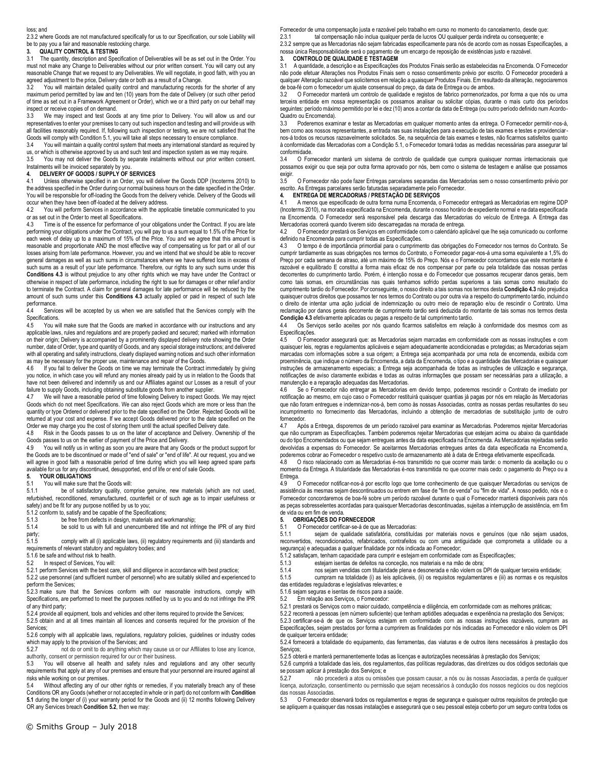loss; and

2.3.2 where Goods are not manufactured specifically for us to our Specification, our sole Liability will be to pay you a fair and reasonable restocking charge.

**3. QUALITY CONTROL & TESTING**

3.1 The quantity, description and Specification of Deliverables will be as set out in the Order. You must not make any Change to Deliverables without our prior written consent. You will carry out any reasonable Change that we request to any Deliverables. We will negotiate, in good faith, with you an agreed adjustment to the price, Delivery date or both as a result of a Change.

3.2 You will maintain detailed quality control and manufacturing records for the shorter of any maximum period permitted by law and ten (10) years from the date of Delivery (or such other period of time as set out in a Framework Agreement or Order), which we or a third party on our behalf may inspect or receive copies of on demand.

3.3 We may inspect and test Goods at any time prior to Delivery. You will allow us and our representatives to enter your premises to carry out such inspection and testing and will provide us with all facilities reasonably required. If, following such inspection or testing, we are not satisfied that the Goods will comply with Condition 5.1, you will take all steps necessary to ensure compliance.

3.4 You will maintain a quality control system that meets any international standard as required by us, or which is otherwise approved by us and such test and inspection system as we may require.

3.5 You may not deliver the Goods by separate instalments without our prior written consent. Instalments will be invoiced separately by you.

**4. DELIVERY OF GOODS / SUPPLY OF SERVICES**

4.1 Unless otherwise specified in an Order, you will deliver the Goods DDP (Incoterms 2010) to the address specified in the Order during our normal business hours on the date specified in the Order. You will be responsible for off-loading the Goods from the delivery vehicle. Delivery of the Goods will occur when they have been off-loaded at the delivery address.

4.2 You will perform Services in accordance with the applicable timetable communicated to you or as set out in the Order to meet all Specifications.

4.3 Time is of the essence for performance of your obligations under the Contract. If you are late performing your obligations under the Contract, you will pay to us a sum equal to 1.5% of the Price for each week of delay up to a maximum of 15% of the Price. You and we agree that this amount is reasonable and proportionate AND the most effective way of compensating us for part or all of our losses arising from late performance. However, you and we intend that we should be able to recover general damages as well as such sums in circumstances where we have suffered loss in excess of such sums as a result of your late performance. Therefore, our rights to any such sums under this **Conditions 4.3** is without prejudice to any other rights which we may have under the Contract or otherwise in respect of late performance, including the right to sue for damages or other relief and/or to terminate the Contract. A claim for general damages for late performance will be reduced by the amount of such sums under this **Conditions 4.3** actually applied or paid in respect of such late performance.

4.4 Services will be accepted by us when we are satisfied that the Services comply with the Specifications.

4.5 You will make sure that the Goods are marked in accordance with our instructions and any applicable laws, rules and regulations and are properly packed and secured; marked with information on their origin; Delivery is accompanied by a prominently displayed delivery note showing the Order number, date of Order, type and quantity of Goods, and any special storage instructions; and delivered with all operating and safety instructions, clearly displayed warning notices and such other information as may be necessary for the proper use, maintenance and repair of the Goods.

4.6 If you fail to deliver the Goods on time we may terminate the Contract immediately by giving you notice, in which case you will refund any monies already paid by us in relation to the Goods that have not been delivered and indemnify us and our Affiliates against our Losses as a result of your failure to supply Goods, including obtaining substitute goods from another supplier.

4.7 We will have a reasonable period of time following Delivery to inspect Goods. We may reject Goods which do not meet Specifications. We can also reject Goods which are more or less than the quantity or type Ordered or delivered prior to the date specified on the Order. Rejected Goods will be returned at your cost and expense. If we accept Goods delivered prior to the date specified on the Order we may charge you the cost of storing them until the actual specified Delivery date.

4.8 Risk in the Goods passes to us on the later of acceptance and Delivery. Ownership of the Goods passes to us on the earlier of payment of the Price and Delivery.

4.9 You will notify us in writing as soon you are aware that any Goods or the product support for the Goods are to be discontinued or made of "end of sale" or "end of life". At our request, you and we will agree in good faith a reasonable period of time during which you will keep agreed spare parts available for us for any discontinued, desupported, end of life or end of sale Goods.

**5. YOUR OBLIGATIONS**

5.1 You will make sure that the Goods will:

5.1.1 be of satisfactory quality, comprise genuine, new materials (which are not used, refurbished, reconditioned, remanufactured, counterfeit or of such age as to impair usefulness or safety) and be fit for any purpose notified by us to you;

5.1.2 conform to, satisfy and be capable of the Specifications;

5.1.3 be free from defects in design, materials and workmanship;

5.1.4 be sold to us with full and unencumbered title and not infringe the IPR of any third party;

5.1.5 comply with all (i) applicable laws, (ii) regulatory requirements and (iii) standards and requirements of relevant statutory and regulatory bodies; and

5.1.6 be safe and without risk to health.

5.2 In respect of Services, You will:

5.2.1 perform Services with the best care, skill and diligence in accordance with best practice;

5.2.2 use personnel (and sufficient number of personnel) who are suitably skilled and experienced to perform the Services;

5.2.3 make sure that the Services conform with our reasonable instructions, comply with Specifications, are performed to meet the purposes notified by us to you and do not infringe the IPR of any third party;

5.2.4 provide all equipment, tools and vehicles and other items required to provide the Services;

5.2.5 obtain and at all times maintain all licences and consents required for the provision of the Services;

5.2.6 comply with all applicable laws, regulations, regulatory policies, guidelines or industry codes which may apply to the provision of the Services; and

5.2.7 not do or omit to do anything which may cause us or our Affiliates to lose any licence, authority, consent or permission required for our or their business.

5.3 You will observe all health and safety rules and regulations and any other security requirements that apply at any of our premises and ensure that your personnel are insured against all risks while working on our premises.

5.4 Without affecting any of our other rights or remedies, if you materially breach any of these Conditions OR any Goods (whether or not accepted in whole or in part) do not conform with **Condition 5.1** during the longer of (i) your warranty period for the Goods and (ii) 12 months following Delivery OR any Services breach **Condition 5.2**, then we may:

Fornecedor de uma compensação justa e razoável pelo trabalho em curso no momento do cancelamento, desde que:

2.3.1 tal compensação não inclua qualquer perda de lucros OU qualquer perda indireta ou consequente; e

2.3.2 sempre que as Mercadorias não sejam fabricadas especificamente para nós de acordo com as nossas Especificações, a nossa única Responsabilidade será o pagamento de um encargo de reposição de existências justo e razoável.

**3. CONTROLO DE QUALIDADE E TESTAGEM**

3.1 A quantidade, a descrição e as Especificações dos Produtos Finais serão as estabelecidas na Encomenda. O Fornecedor não pode efetuar Alterações nos Produtos Finais sem o nosso consentimento prévio por escrito. O Fornecedor procederá a qualquer Alteração razoável que solicitemos em relação a quaisquer Produtos Finais. Em resultado da alteração, negociaremos de boa-fé com o fornecedor um ajuste consensual do preço, da data de Entrega ou de ambos.

3.2 O Fornecedor manterá um controlo de qualidade e registos de fabrico pormenorizados, por forma a que nós ou uma terceira entidade em nossa representação os possamos analisar ou solicitar cópias, durante o mais curto dos períodos seguintes: período máximo permitido por lei e dez (10) anos a contar da data de Entrega (ou outro período definido num Acordo-Quadro ou Encomenda).

3.3 Poderemos examinar e testar as Mercadorias em qualquer momento antes da entrega. O Fornecedor permitir-nos-á, bem como aos nossos representantes, a entrada nas suas instalações para a execução de tais exames e testes e providenciar-nos-á todos os recursos razoavelmente solicitados. Se, na sequência de tais exames e testes, não ficarmos satisfeitos quanto à conformidade das Mercadorias com a Condição 5.1, o Fornecedor tomará todas as medidas necessárias para assegurar tal conformidade.

3.4 O Fornecedor manterá um sistema de controlo de qualidade que cumpra quaisquer normas internacionais que possamos exigir ou que seja por outra forma aprovado por nós, bem como o sistema de testagem e análise que possamos exigir.

3.5 O Fornecedor não pode fazer Entregas parcelares separadas das Mercadorias sem o nosso consentimento prévio por escrito. As Entregas parcelares serão faturadas separadamente pelo Fornecedor.

**4. ENTREGA DE MERCADORIAS / PRESTAÇÃO DE SERVIÇOS**

4.1 A menos que especificado de outra forma numa Encomenda, o Fornecedor entregará as Mercadorias em regime DDP (Incoterms 2010), na morada especificada na Encomenda, durante o nosso horário de expediente normal e na data especificada na Encomenda. O Fornecedor será responsável pela descarga das Mercadorias do veículo de Entrega. A Entrega das Mercadorias ocorrerá quando tiverem sido descarregadas na morada de entrega.

4.2 O Fornecedor prestará os Serviços em conformidade com o calendário aplicável que lhe seja comunicado ou conforme definido na Encomenda para cumprir todas as Especificações.

4.3 O tempo é de importância primordial para o cumprimento das obrigações do Fornecedor nos termos do Contrato. Se cumprir tardiamente as suas obrigações nos termos do Contrato, o Fornecedor pagar-nos-á uma soma equivalente a 1,5% do Preço por cada semana de atraso, até um máximo de 15% do Preço. Nós e o Fornecedor concordamos que este montante é razoável e equilibrado E constitui a forma mais eficaz de nos compensar por parte ou pela totalidade das nossas perdas decorrentes do cumprimento tardio. Porém, é intenção nossa e do Fornecedor que possamos recuperar danos gerais, bem como tais somas, em circunstâncias nas quais tenhamos sofrido perdas superiores a tais somas como resultado do cumprimento tardio do Fornecedor. Por conseguinte, o nosso direito a tais somas nos termos desta **Condição 4.3** não prejudica quaisquer outros direitos que possamos ter nos termos do Contrato ou por outra via a respeito do cumprimento tardio, incluindo o direito de intentar uma ação judicial de indemnização ou outro meio de reparação e/ou de rescindir o Contrato. Uma reclamação por danos gerais decorrente de cumprimento tardio será deduzida do montante de tais somas nos termos desta **Condição 4.3** efetivamente aplicadas ou pagas a respeito de tal cumprimento tardio.

4.4 Os Serviços serão aceites por nós quando ficarmos satisfeitos em relação à conformidade dos mesmos com as Especificações.

4.5 O Fornecedor assegurará que: as Mercadorias sejam marcadas em conformidade com as nossas instruções e com quaisquer leis, regras e regulamentos aplicáveis e sejam adequadamente acondicionadas e protegidas; as Mercadorias sejam marcadas com informações sobre a sua origem; a Entrega seja acompanhada por uma nota de encomenda, exibida com proeminência, que indique o número da Encomenda, a data da Encomenda, o tipo e a quantidade das Mercadorias e quaisquer instruções de armazenamento especiais; a Entrega seja acompanhada de todas as instruções de utilização e segurança, notificações de aviso claramente exibidas e todas as outras informações que possam ser necessárias para a utilização, a manutenção e a reparação adequadas das Mercadorias.

4.6 Se o Fornecedor não entregar as Mercadorias em devido tempo, poderemos rescindir o Contrato de imediato por notificação ao mesmo, em cujo caso o Fornecedor restituirá quaisquer quantias já pagas por nós em relação às Mercadorias que não foram entregues e indemnizar-nos-á, bem como às nossas Associadas, contra as nossas perdas resultantes do seu incumprimento no fornecimento das Mercadorias, incluindo a obtenção de mercadorias de substituição junto de outro fornecedor.

4.7 Após a Entrega, disporemos de um período razoável para examinar as Mercadorias. Poderemos rejeitar Mercadorias que não cumpram as Especificações. Também poderemos rejeitar Mercadorias que estejam acima ou abaixo da quantidade ou do tipo Encomendados ou que sejam entregues antes da data especificada na Encomenda. As Mercadorias rejeitadas serão devolvidas a expensas do Fornecedor. Se aceitarmos Mercadorias entregues antes da data especificada na Encomenda, poderemos cobrar ao Fornecedor o respetivo custo de armazenamento até à data de Entrega efetivamente especificada.

4.8 O risco relacionado com as Mercadorias é-nos transmitido no que ocorrer mais tarde: o momento da aceitação ou o momento da Entrega. A titularidade das Mercadorias é-nos transmitida no que ocorrer mais cedo: o pagamento do Preço ou a Entrega.

4.9 O Fornecedor notificar-nos-á por escrito logo que tome conhecimento de que quaisquer Mercadorias ou serviços de assistência às mesmas sejam descontinuados ou entrem em fase de "fim de venda" ou "fim de vida". A nosso pedido, nós e o Fornecedor concordaremos de boa-fé sobre um período razoável durante o qual o Fornecedor manterá disponíveis para nós as peças sobresselentes acordadas para quaisquer Mercadorias descontinuadas, sujeitas a interrupção de assistência, em fim de vida ou em fim de venda.

**5. OBRIGAÇÕES DO FORNECEDOR**

5.1 O Fornecedor certificar-se-á de que as Mercadorias:

5.1.1 sejam de qualidade satisfatória, constituídas por materiais novos e genuínos (que não sejam usados, reconvertidos, recondicionados, refabricados, contrafeitos ou com uma antiguidade que comprometa a utilidade ou a segurança) e adequadas a qualquer finalidade por nós indicada ao Fornecedor;

5.1.2 satisfaçam, tenham capacidade para cumprir e estejam em conformidade com as Especificações;

5.1.3 estejam isentas de defeitos na conceção, nos materiais e na mão de obra;

5.1.4 nos sejam vendidas com titularidade plena e desonerada e não violem os DPI de qualquer terceira entidade;

5.1.5 cumpram na totalidade (i) as leis aplicáveis, (ii) os requisitos regulamentares e (iii) as normas e os requisitos das entidades reguladoras e legislativas relevantes; e

5.1.6 sejam seguras e isentas de riscos para a saúde.

5.2 Em relação aos Serviços, o Fornecedor:

5.2.1 prestará os Serviços com o maior cuidado, competência e diligência, em conformidade com as melhores práticas;

5.2.2 recorrerá a pessoas (em número suficiente) que tenham aptidões adequadas e experiência na prestação dos Serviços;

5.2.3 certificar-se-á de que os Serviços estejam em conformidade com as nossas instruções razoáveis, cumpram as Especificações, sejam prestados por forma a cumprirem as finalidades por nós indicadas ao Fornecedor e não violem os DPI de qualquer terceira entidade;

5.2.4 fornecerá a totalidade do equipamento, das ferramentas, das viaturas e de outros itens necessários à prestação dos Serviços;

5.2.5 obterá e manterá permanentemente todas as licenças e autorizações necessárias à prestação dos Serviços;

5.2.6 cumprirá a totalidade das leis, dos regulamentos, das políticas reguladoras, das diretrizes ou dos códigos sectoriais que se possam aplicar à prestação dos Serviços; e

5.2.7 não procederá a atos ou omissões que possam causar, a nós ou às nossas Associadas, a perda de qualquer licença, autorização, consentimento ou permissão que sejam necessários à condução dos nossos negócios ou dos negócios das nossas Associadas.

5.3 O Fornecedor observará todos os regulamentos e regras de segurança e quaisquer outros requisitos de proteção que se apliquem a quaisquer das nossas instalações e assegurará que o seu pessoal esteja coberto por um seguro contra todos os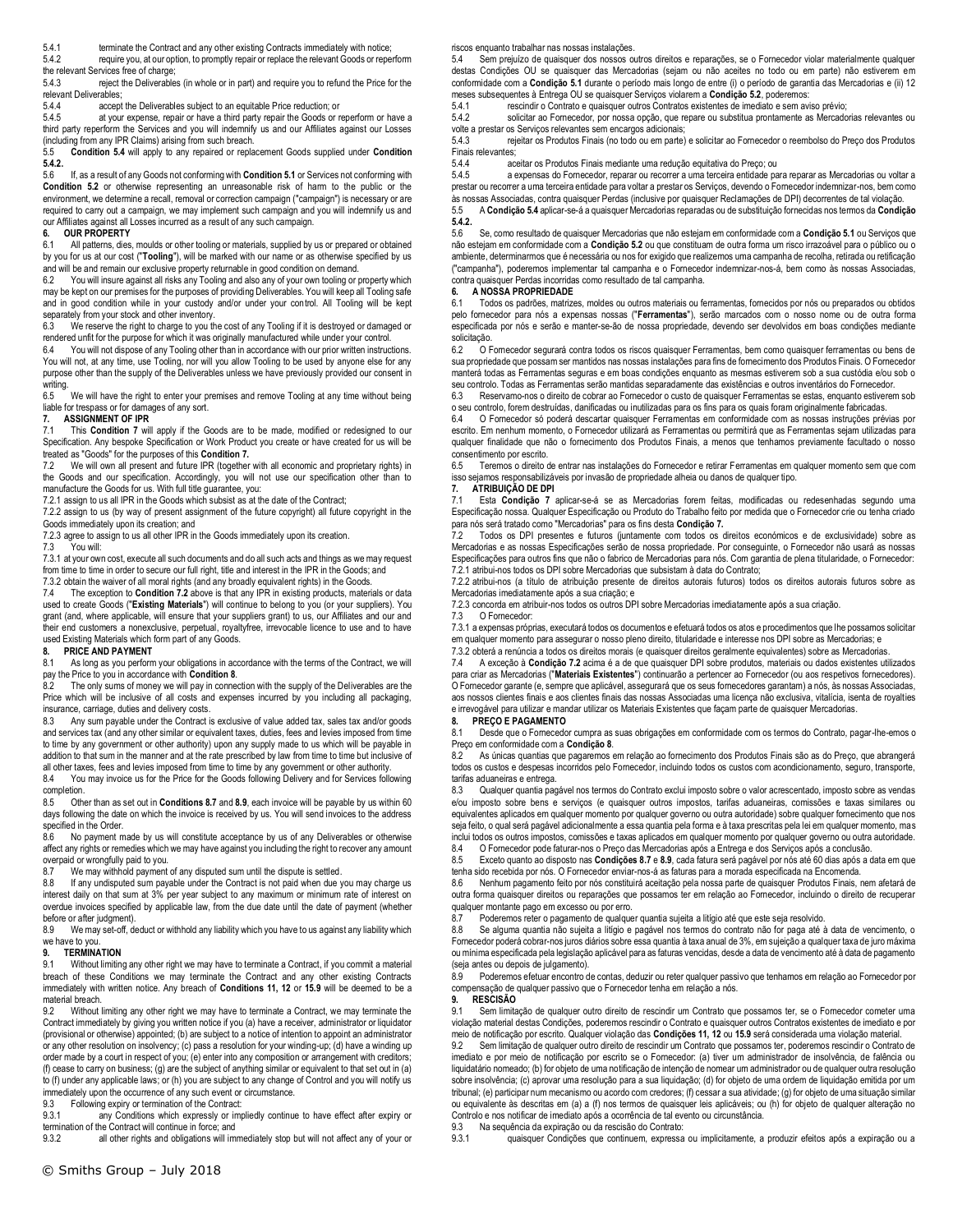5.4.1 terminate the Contract and any other existing Contracts immediately with notice;

5.4.2 require you, at our option, to promptly repair or replace the relevant Goods or reperform the relevant Services free of charge;

5.4.3 reject the Deliverables (in whole or in part) and require you to refund the Price for the relevant Deliverables;

5.4.4 accept the Deliverables subject to an equitable Price reduction; or

5.4.5 at your expense, repair or have a third party repair the Goods or reperform or have a third party reperform the Services and you will indemnify us and our Affiliates against our Losses (including from any IPR Claims) arising from such breach.

5.5 **Condition 5.4** will apply to any repaired or replacement Goods supplied under **Condition 5.4.2.**

5.6 If, as a result of any Goods not conforming with **Condition 5.1** or Services not conforming with **Condition 5.2** or otherwise representing an unreasonable risk of harm to the public or the environment, we determine a recall, removal or correction campaign ("campaign") is necessary or are required to carry out a campaign, we may implement such campaign and you will indemnify us and our Affiliates against all Losses incurred as a result of any such campaign.

**6. OUR PROPERTY**

6.1 All patterns, dies, moulds or other tooling or materials, supplied by us or prepared or obtained by you for us at our cost ("**Tooling**"), will be marked with our name or as otherwise specified by us and will be and remain our exclusive property returnable in good condition on demand.

6.2 You will insure against all risks any Tooling and also any of your own tooling or property which may be kept on our premises for the purposes of providing Deliverables. You will keep all Tooling safe and in good condition while in your custody and/or under your control. All Tooling will be kept separately from your stock and other inventory.

6.3 We reserve the right to charge to you the cost of any Tooling if it is destroyed or damaged or rendered unfit for the purpose for which it was originally manufactured while under your control.

6.4 You will not dispose of any Tooling other than in accordance with our prior written instructions. You will not, at any time, use Tooling, nor will you allow Tooling to be used by anyone else for any purpose other than the supply of the Deliverables unless we have previously provided our consent in writing.

6.5 We will have the right to enter your premises and remove Tooling at any time without being liable for trespass or for damages of any sort.

**7. ASSIGNMENT OF IPR**

7.1 This **Condition 7** will apply if the Goods are to be made, modified or redesigned to our Specification. Any bespoke Specification or Work Product you create or have created for us will be treated as "Goods" for the purposes of this **Condition 7.**

7.2 We will own all present and future IPR (together with all economic and proprietary rights) in the Goods and our specification. Accordingly, you will not use our specification other than to manufacture the Goods for us. With full title guarantee, you:

7.2.1 assign to us all IPR in the Goods which subsist as at the date of the Contract;

7.2.2 assign to us (by way of present assignment of the future copyright) all future copyright in the Goods immediately upon its creation; and

7.2.3 agree to assign to us all other IPR in the Goods immediately upon its creation.

7.3 You will:

7.3.1 at your own cost, execute all such documents and do all such acts and things as we may request from time to time in order to secure our full right, title and interest in the IPR in the Goods; and

7.3.2 obtain the waiver of all moral rights (and any broadly equivalent rights) in the Goods.

7.4 The exception to **Condition 7.2** above is that any IPR in existing products, materials or data used to create Goods ("**Existing Materials**") will continue to belong to you (or your suppliers). You grant (and, where applicable, will ensure that your suppliers grant) to us, our Affiliates and our and their end customers a nonexclusive, perpetual, royaltyfree, irrevocable licence to use and to have used Existing Materials which form part of any Goods.

**8. PRICE AND PAYMENT**

8.1 As long as you perform your obligations in accordance with the terms of the Contract, we will pay the Price to you in accordance with **Condition 8**.

8.2 The only sums of money we will pay in connection with the supply of the Deliverables are the Price which will be inclusive of all costs and expenses incurred by you including all packaging, insurance, carriage, duties and delivery costs.

8.3 Any sum payable under the Contract is exclusive of value added tax, sales tax and/or goods and services tax (and any other similar or equivalent taxes, duties, fees and levies imposed from time to time by any government or other authority) upon any supply made to us which will be payable in addition to that sum in the manner and at the rate prescribed by law from time to time but inclusive of all other taxes, fees and levies imposed from time to time by any government or other authority.

8.4 You may invoice us for the Price for the Goods following Delivery and for Services following completion.

8.5 Other than as set out in **Conditions 8.7** and **8.9**, each invoice will be payable by us within 60 days following the date on which the invoice is received by us. You will send invoices to the address specified in the Order.

8.6 No payment made by us will constitute acceptance by us of any Deliverables or otherwise affect any rights or remedies which we may have against you including the right to recover any amount overpaid or wrongfully paid to you.

8.7 We may withhold payment of any disputed sum until the dispute is settled.

8.8 If any undisputed sum payable under the Contract is not paid when due you may charge us interest daily on that sum at 3% per year subject to any maximum or minimum rate of interest on overdue invoices specified by applicable law, from the due date until the date of payment (whether before or after judgment).

8.9 We may set-off, deduct or withhold any liability which you have to us against any liability which we have to you.

**9. TERMINATION**

9.1 Without limiting any other right we may have to terminate a Contract, if you commit a material breach of these Conditions we may terminate the Contract and any other existing Contracts immediately with written notice. Any breach of **Conditions 11, 12** or **15.9** will be deemed to be a material breach.

9.2 Without limiting any other right we may have to terminate a Contract, we may terminate the Contract immediately by giving you written notice if you (a) have a receiver, administrator or liquidator (provisional or otherwise) appointed; (b) are subject to a notice of intention to appoint an administrator or any other resolution on insolvency; (c) pass a resolution for your winding-up; (d) have a winding up order made by a court in respect of you; (e) enter into any composition or arrangement with creditors; (f) cease to carry on business; (g) are the subject of anything similar or equivalent to that set out in (a) to (f) under any applicable laws; or (h) you are subject to any change of Control and you will notify us immediately upon the occurrence of any such event or circumstance.

9.3 Following expiry or termination of the Contract:

9.3.1 any Conditions which expressly or impliedly continue to have effect after expiry or termination of the Contract will continue in force; and

9.3.2 all other rights and obligations will immediately stop but will not affect any of your or

riscos enquanto trabalhar nas nossas instalações.

5.4 Sem prejuízo de quaisquer dos nossos outros direitos e reparações, se o Fornecedor violar materialmente qualquer destas Condições OU se quaisquer das Mercadorias (sejam ou não aceites no todo ou em parte) não estiverem em conformidade com a **Condição 5.1** durante o período mais longo de entre (i) o período de garantia das Mercadorias e (ii) 12 meses subsequentes à Entrega OU se quaisquer Serviços violarem a **Condição 5.2**, poderemos:

5.4.1 rescindir o Contrato e quaisquer outros Contratos existentes de imediato e sem aviso prévio;

5.4.2 solicitar ao Fornecedor, por nossa opção, que repare ou substitua prontamente as Mercadorias relevantes ou volte a prestar os Serviços relevantes sem encargos adicionais;

5.4.3 rejeitar os Produtos Finais (no todo ou em parte) e solicitar ao Fornecedor o reembolso do Preço dos Produtos Finais relevantes;

5.4.4 aceitar os Produtos Finais mediante uma redução equitativa do Preço; ou

5.4.5 a expensas do Fornecedor, reparar ou recorrer a uma terceira entidade para reparar as Mercadorias ou voltar a prestar ou recorrer a uma terceira entidade para voltar a prestar os Serviços, devendo o Fornecedor indemnizar-nos, bem como às nossas Associadas, contra quaisquer Perdas (inclusive por quaisquer Reclamações de DPI) decorrentes de tal violação.

5.5 A **Condição 5.4** aplicar-se-á a quaisquer Mercadorias reparadas ou de substituição fornecidas nos termos da **Condição 5.4.2.**

5.6 Se, como resultado de quaisquer Mercadorias que não estejam em conformidade com a **Condição 5.1** ou Serviços que não estejam em conformidade com a **Condição 5.2** ou que constituam de outra forma um risco irrazoável para o público ou o ambiente, determinarmos que é necessária ou nos for exigido que realizemos uma campanha de recolha, retirada ou retificação ("campanha"), poderemos implementar tal campanha e o Fornecedor indemnizar-nos-á, bem como às nossas Associadas, contra quaisquer Perdas incorridas como resultado de tal campanha.

**6. A NOSSA PROPRIEDADE**

6.1 Todos os padrões, matrizes, moldes ou outros materiais ou ferramentas, fornecidos por nós ou preparados ou obtidos pelo fornecedor para nós a expensas nossas ("**Ferramentas**"), serão marcados com o nosso nome ou de outra forma especificada por nós e serão e manter-se-ão de nossa propriedade, devendo ser devolvidos em boas condições mediante solicitação.

6.2 O Fornecedor segurará contra todos os riscos quaisquer Ferramentas, bem como quaisquer ferramentas ou bens de sua propriedade que possam ser mantidos nas nossas instalações para fins de fornecimento dos Produtos Finais. O Fornecedor manterá todas as Ferramentas seguras e em boas condições enquanto as mesmas estiverem sob a sua custódia e/ou sob o seu controlo. Todas as Ferramentas serão mantidas separadamente das existências e outros inventários do Fornecedor.

6.3 Reservamo-nos o direito de cobrar ao Fornecedor o custo de quaisquer Ferramentas se estas, enquanto estiverem sob o seu controlo, forem destruídas, danificadas ou inutilizadas para os fins para os quais foram originalmente fabricadas.

6.4 O Fornecedor só poderá descartar quaisquer Ferramentas em conformidade com as nossas instruções prévias por escrito. Em nenhum momento, o Fornecedor utilizará as Ferramentas ou permitirá que as Ferramentas sejam utilizadas para qualquer finalidade que não o fornecimento dos Produtos Finais, a menos que tenhamos previamente facultado o nosso consentimento por escrito.

6.5 Teremos o direito de entrar nas instalações do Fornecedor e retirar Ferramentas em qualquer momento sem que com isso sejamos responsabilizáveis por invasão de propriedade alheia ou danos de qualquer tipo.

**7. ATRIBUIÇÃO DE DPI**

7.1 Esta **Condição 7** aplicar-se-á se as Mercadorias forem feitas, modificadas ou redesenhadas segundo uma Especificação nossa. Qualquer Especificação ou Produto do Trabalho feito por medida que o Fornecedor crie ou tenha criado para nós será tratado como "Mercadorias" para os fins desta **Condição 7.**

7.2 Todos os DPI presentes e futuros (juntamente com todos os direitos económicos e de exclusividade) sobre as Mercadorias e as nossas Especificações serão de nossa propriedade. Por conseguinte, o Fornecedor não usará as nossas Especificações para outros fins que não o fabrico de Mercadorias para nós. Com garantia de plena titularidade, o Fornecedor:

7.2.1 atribui-nos todos os DPI sobre Mercadorias que subsistam à data do Contrato;

7.2.2 atribui-nos (a título de atribuição presente de direitos autorais futuros) todos os direitos autorais futuros sobre as Mercadorias imediatamente após a sua criação; e

7.2.3 concorda em atribuir-nos todos os outros DPI sobre Mercadorias imediatamente após a sua criação.

7.3 O Fornecedor:

7.3.1 a expensas próprias, executará todos os documentos e efetuará todos os atos e procedimentos que lhe possamos solicitar em qualquer momento para assegurar o nosso pleno direito, titularidade e interesse nos DPI sobre as Mercadorias; e

7.3.2 obterá a renúncia a todos os direitos morais (e quaisquer direitos geralmente equivalentes) sobre as Mercadorias.

7.4 A exceção à **Condição 7.2** acima é a de que quaisquer DPI sobre produtos, materiais ou dados existentes utilizados para criar as Mercadorias ("**Materiais Existentes**") continuarão a pertencer ao Fornecedor (ou aos respetivos fornecedores). O Fornecedor garante (e, sempre que aplicável, assegurará que os seus fornecedores garantam) a nós, às nossas Associadas, aos nossos clientes finais e aos clientes finais das nossas Associadas uma licença não exclusiva, vitalícia, isenta de royalties e irrevogável para utilizar e mandar utilizar os Materiais Existentes que façam parte de quaisquer Mercadorias.

**8. PREÇO E PAGAMENTO**

8.1 Desde que o Fornecedor cumpra as suas obrigações em conformidade com os termos do Contrato, pagar-lhe-emos o Preço em conformidade com a **Condição 8**.

8.2 As únicas quantias que pagaremos em relação ao fornecimento dos Produtos Finais são as do Preço, que abrangerá todos os custos e despesas incorridos pelo Fornecedor, incluindo todos os custos com acondicionamento, seguro, transporte, tarifas aduaneiras e entrega.

8.3 Qualquer quantia pagável nos termos do Contrato exclui imposto sobre o valor acrescentado, imposto sobre as vendas e/ou imposto sobre bens e serviços (e quaisquer outros impostos, tarifas aduaneiras, comissões e taxas similares ou equivalentes aplicados em qualquer momento por qualquer governo ou outra autoridade) sobre qualquer fornecimento que nos seja feito, o qual será pagável adicionalmente a essa quantia pela forma e à taxa prescritas pela lei em qualquer momento, mas inclui todos os outros impostos, comissões e taxas aplicados em qualquer momento por qualquer governo ou outra autoridade.

8.4 O Fornecedor pode faturar-nos o Preço das Mercadorias após a Entrega e dos Serviços após a conclusão.

8.5 Exceto quanto ao disposto nas **Condições 8.7** e **8.9**, cada fatura será pagável por nós até 60 dias após a data em que tenha sido recebida por nós. O Fornecedor enviar-nos-á as faturas para a morada especificada na Encomenda.

8.6 Nenhum pagamento feito por nós constituirá aceitação pela nossa parte de quaisquer Produtos Finais, nem afetará de outra forma quaisquer direitos ou reparações que possamos ter em relação ao Fornecedor, incluindo o direito de recuperar qualquer montante pago em excesso ou por erro.

8.7 Poderemos reter o pagamento de qualquer quantia sujeita a litígio até que este seja resolvido.

8.8 Se alguma quantia não sujeita a litígio e pagável nos termos do contrato não for paga até à data de vencimento, o Fornecedor poderá cobrar-nos juros diários sobre essa quantia à taxa anual de 3%, em sujeição a qualquer taxa de juro máxima ou mínima especificada pela legislação aplicável para as faturas vencidas, desde a data de vencimento até à data de pagamento (seja antes ou depois de julgamento).

8.9 Poderemos efetuar encontro de contas, deduzir ou reter qualquer passivo que tenhamos em relação ao Fornecedor por compensação de qualquer passivo que o Fornecedor tenha em relação a nós.

**9. RESCISÃO**

9.1 Sem limitação de qualquer outro direito de rescindir um Contrato que possamos ter, se o Fornecedor cometer uma violação material destas Condições, poderemos rescindir o Contrato e quaisquer outros Contratos existentes de imediato e por meio de notificação por escrito. Qualquer violação das **Condições 11, 12** ou **15.9** será considerada uma violação material.

9.2 Sem limitação de qualquer outro direito de rescindir um Contrato que possamos ter, poderemos rescindir o Contrato de imediato e por meio de notificação por escrito se o Fornecedor: (a) tiver um administrador de insolvência, de falência ou liquidatário nomeado; (b) for objeto de uma notificação de intenção de nomear um administrador ou de qualquer outra resolução sobre insolvência; (c) aprovar uma resolução para a sua liquidação; (d) for objeto de uma ordem de liquidação emitida por um tribunal; (e) participar num mecanismo ou acordo com credores; (f) cessar a sua atividade; (g) for objeto de uma situação similar ou equivalente às descritas em (a) a (f) nos termos de quaisquer leis aplicáveis; ou (h) for objeto de qualquer alteração no Controlo e nos notificar de imediato após a ocorrência de tal evento ou circunstância.

9.3 Na sequência da expiração ou da rescisão do Contrato:

9.3.1 quaisquer Condições que continuem, expressa ou implicitamente, a produzir efeitos após a expiração ou a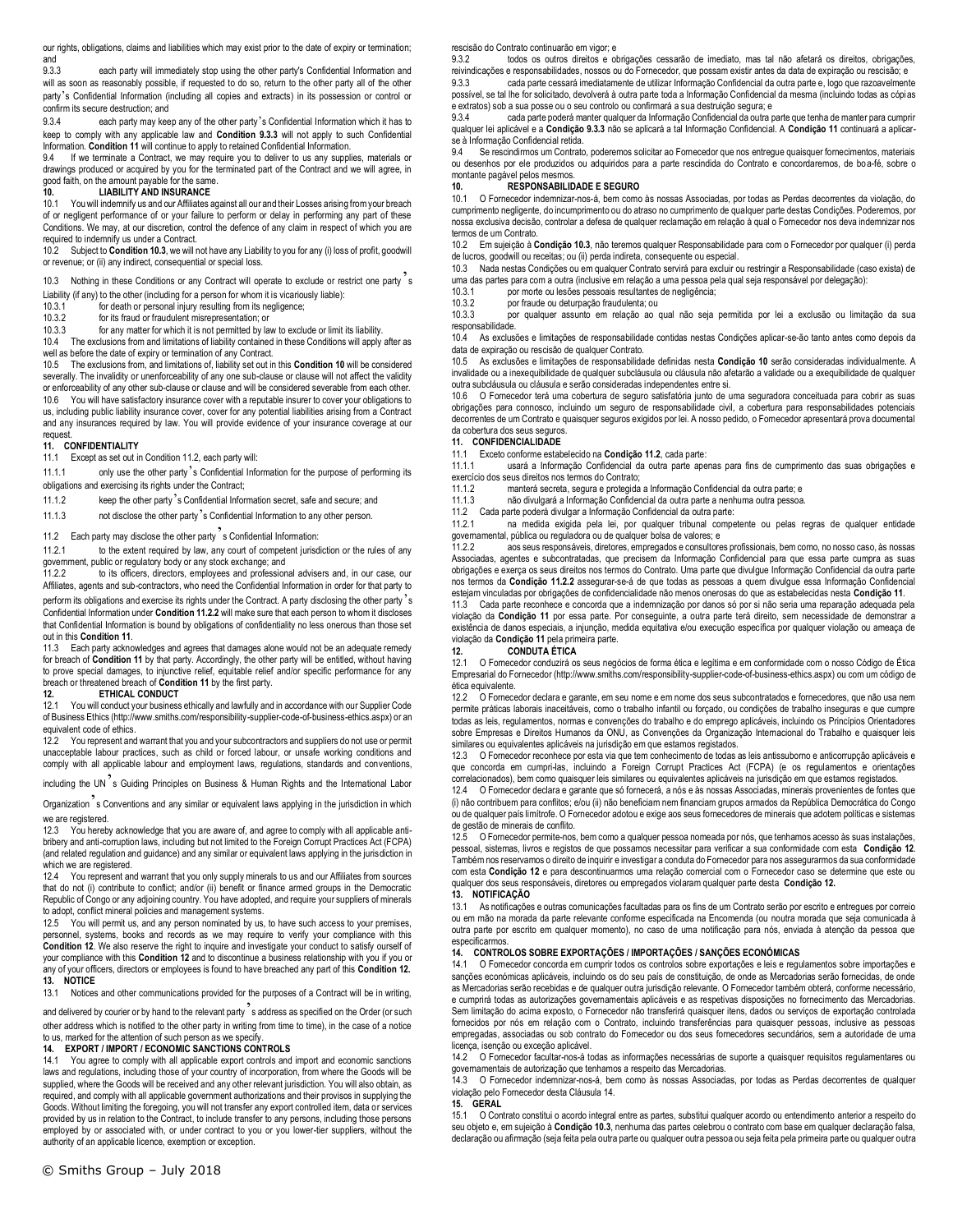our rights, obligations, claims and liabilities which may exist prior to the date of expiry or termination; and

9.3.3 each party will immediately stop using the other party's Confidential Information and will as soon as reasonably possible, if requested to do so, return to the other party all of the other party's Confidential Information (including all copies and extracts) in its possession or control or confirm its secure destruction; and

9.3.4 each party may keep any of the other party's Confidential Information which it has to keep to comply with any applicable law and **Condition 9.3.3** will not apply to such Confidential Information. **Condition 11** will continue to apply to retained Confidential Information.

9.4 If we terminate a Contract, we may require you to deliver to us any supplies, materials or drawings produced or acquired by you for the terminated part of the Contract and we will agree, in good faith, on the amount payable for the same.

## 10. LIABILITY AND INSURANCE

10.1 You will indemnify us and our Affiliates against all our and their Losses arising from your breach of or negligent performance of or your failure to perform or delay in performing any part of these Conditions. We may, at our discretion, control the defence of any claim in respect of which you are required to indemnify us under a Contract.

10.2 Subject to **Condition 10.3**, we will not have any Liability to you for any (i) loss of profit, goodwill or revenue; or (ii) any indirect, consequential or special loss.

10.3 Nothing in these Conditions or any Contract will operate to exclude or restrict one party's Liability (if any) to the other (including for a person for whom it is vicariously liable):

10.3.1 for death or personal injury resulting from its negligence;

10.3.2 for its fraud or fraudulent misrepresentation; or

10.3.3 for any matter for which it is not permitted by law to exclude or limit its liability.

10.4 The exclusions from and limitations of liability contained in these Conditions will apply after as well as before the date of expiry or termination of any Contract.

10.5 The exclusions from, and limitations of, liability set out in this **Condition 10** will be considered severally. The invalidity or unenforceability of any one sub-clause or clause will not affect the validity or enforceability of any other sub-clause or clause and will be considered severable from each other.

10.6 You will have satisfactory insurance cover with a reputable insurer to cover your obligations to us, including public liability insurance cover, cover for any potential liabilities arising from a Contract and any insurances required by law. You will provide evidence of your insurance coverage at our request.

## 11. CONFIDENTIALITY

11.1 Except as set out in Condition 11.2, each party will:

11.1.1 only use the other party's Confidential Information for the purpose of performing its obligations and exercising its rights under the Contract;

11.1.2 keep the other party's Confidential Information secret, safe and secure; and

11.1.3 not disclose the other party's Confidential Information to any other person.

11.2 Each party may disclose the other party's Confidential Information:

11.2.1 to the extent required by law, any court of competent jurisdiction or the rules of any government, public or regulatory body or any stock exchange; and

11.2.2 to its officers, directors, employees and professional advisers and, in our case, our Affiliates, agents and sub-contractors, who need the Confidential Information in order for that party to perform its obligations and exercise its rights under the Contract. A party disclosing the other party's Confidential Information under **Condition 11.2.2** will make sure that each person to whom it discloses that Confidential Information is bound by obligations of confidentiality no less onerous than those set out in this **Condition 11**.

11.3 Each party acknowledges and agrees that damages alone would not be an adequate remedy for breach of **Condition 11** by that party. Accordingly, the other party will be entitled, without having to prove special damages, to injunctive relief, equitable relief and/or specific performance for any breach or threatened breach of **Condition 11** by the first party.

## 12. ETHICAL CONDUCT

12.1 You will conduct your business ethically and lawfully and in accordance with our Supplier Code of Business Ethics (http://www.smiths.com/responsibility-supplier-code-of-business-ethics.aspx) or an equivalent code of ethics.

12.2 You represent and warrant that you and your subcontractors and suppliers do not use or permit unacceptable labour practices, such as child or forced labour, or unsafe working conditions and comply with all applicable labour and employment laws, regulations, standards and conventions, including the UN's Guiding Principles on Business & Human Rights and the International Labor Organization's Conventions and any similar or equivalent laws applying in the jurisdiction in which we are registered.

12.3 You hereby acknowledge that you are aware of, and agree to comply with all applicable anti-bribery and anti-corruption laws, including but not limited to the Foreign Corrupt Practices Act (FCPA) (and related regulation and guidance) and any similar or equivalent laws applying in the jurisdiction in which we are registered.

12.4 You represent and warrant that you only supply minerals to us and our Affiliates from sources that do not (i) contribute to conflict; and/or (ii) benefit or finance armed groups in the Democratic Republic of Congo or any adjoining country. You have adopted, and require your suppliers of minerals to adopt, conflict mineral policies and management systems.

12.5 You will permit us, and any person nominated by us, to have such access to your premises, personnel, systems, books and records as we may require to verify your compliance with this **Condition 12**. We also reserve the right to inquire and investigate your conduct to satisfy ourself of your compliance with this **Condition 12** and to discontinue a business relationship with you if you or any of your officers, directors or employees is found to have breached any part of this **Condition 12.**

## 13. NOTICE

13.1 Notices and other communications provided for the purposes of a Contract will be in writing, and delivered by courier or by hand to the relevant party's address as specified on the Order (or such other address which is notified to the other party in writing from time to time), in the case of a notice to us, marked for the attention of such person as we specify.

## 14. EXPORT / IMPORT / ECONOMIC SANCTIONS CONTROLS

14.1 You agree to comply with all applicable export controls and import and economic sanctions laws and regulations, including those of your country of incorporation, from where the Goods will be supplied, where the Goods will be received and any other relevant jurisdiction. You will also obtain, as required, and comply with all applicable government authorizations and their provisos in supplying the Goods. Without limiting the foregoing, you will not transfer any export controlled item, data or services provided by us in relation to the Contract, to include transfer to any persons, including those persons employed by or associated with, or under contract to you or you lower-tier suppliers, without the authority of an applicable licence, exemption or exception.

rescisão do Contrato continuarão em vigor; e

9.3.2 todos os outros direitos e obrigações cessarão de imediato, mas tal não afetará os direitos, obrigações, reivindicações e responsabilidades, nossos ou do Fornecedor, que possam existir antes da data de expiração ou rescisão; e

9.3.3 cada parte cessará imediatamente de utilizar Informação Confidencial da outra parte e, logo que razoavelmente possível, se tal lhe for solicitado, devolverá à outra parte toda a Informação Confidencial da mesma (incluindo todas as cópias e extratos) sob a sua posse ou o seu controlo ou confirmará a sua destruição segura; e

9.3.4 cada parte poderá manter qualquer da Informação Confidencial da outra parte que tenha de manter para cumprir qualquer lei aplicável e a **Condição 9.3.3** não se aplicará a tal Informação Confidencial. A **Condição 11** continuará a aplicar-se à Informação Confidencial retida.

9.4 Se rescindirmos um Contrato, poderemos solicitar ao Fornecedor que nos entregue quaisquer fornecimentos, materiais ou desenhos por ele produzidos ou adquiridos para a parte rescindida do Contrato e concordaremos, de boa-fé, sobre o montante pagável pelos mesmos.

## 10. RESPONSABILIDADE E SEGURO

10.1 O Fornecedor indemnizar-nos-á, bem como às nossas Associadas, por todas as Perdas decorrentes da violação, do cumprimento negligente, do incumprimento ou do atraso no cumprimento de qualquer parte destas Condições. Poderemos, por nossa exclusiva decisão, controlar a defesa de qualquer reclamação em relação à qual o Fornecedor nos deva indemnizar nos termos de um Contrato.

10.2 Em sujeição à **Condição 10.3**, não teremos qualquer Responsabilidade para com o Fornecedor por qualquer (i) perda de lucros, goodwill ou receitas; ou (ii) perda indireta, consequente ou especial.

10.3 Nada nestas Condições ou em qualquer Contrato servirá para excluir ou restringir a Responsabilidade (caso exista) de uma das partes para com a outra (inclusive em relação a uma pessoa pela qual seja responsável por delegação):

10.3.1 por morte ou lesões pessoais resultantes de negligência;

10.3.2 por fraude ou deturpação fraudulenta; ou

10.3.3 por qualquer assunto em relação ao qual não seja permitida por lei a exclusão ou limitação da sua responsabilidade.

10.4 As exclusões e limitações de responsabilidade contidas nestas Condições aplicar-se-ão tanto antes como depois da data de expiração ou rescisão de qualquer Contrato.

10.5 As exclusões e limitações de responsabilidade definidas nesta **Condição 10** serão consideradas individualmente. A invalidade ou a inexequibilidade de qualquer subcláusula ou cláusula não afetarão a validade ou a exequibilidade de qualquer outra subcláusula ou cláusula e serão consideradas independentes entre si.

10.6 O Fornecedor terá uma cobertura de seguro satisfatória junto de uma seguradora conceituada para cobrir as suas obrigações para connosco, incluindo um seguro de responsabilidade civil, a cobertura para responsabilidades potenciais decorrentes de um Contrato e quaisquer seguros exigidos por lei. A nosso pedido, o Fornecedor apresentará prova documental da cobertura dos seus seguros.

## 11. CONFIDENCIALIDADE

11.1 Exceto conforme estabelecido na **Condição 11.2**, cada parte:

11.1.1 usará a Informação Confidencial da outra parte apenas para fins de cumprimento das suas obrigações e exercício dos seus direitos nos termos do Contrato;

11.1.2 manterá secreta, segura e protegida a Informação Confidencial da outra parte; e

11.1.3 não divulgará a Informação Confidencial da outra parte a nenhuma outra pessoa.

11.2 Cada parte poderá divulgar a Informação Confidencial da outra parte:

11.2.1 na medida exigida pela lei, por qualquer tribunal competente ou pelas regras de qualquer entidade governamental, pública ou reguladora ou de qualquer bolsa de valores; e

11.2.2 aos seus responsáveis, diretores, empregados e consultores profissionais, bem como, no nosso caso, às nossas Associadas, agentes e subcontratadas, que precisem da Informação Confidencial para que essa parte cumpra as suas obrigações e exerça os seus direitos nos termos do Contrato. Uma parte que divulgue Informação Confidencial da outra parte nos termos da **Condição 11.2.2** assegurar-se-á de que todas as pessoas a quem divulgue essa Informação Confidencial estejam vinculadas por obrigações de confidencialidade não menos onerosas do que as estabelecidas nesta **Condição 11**.

11.3 Cada parte reconhece e concorda que a indemnização por danos só por si não seria uma reparação adequada pela violação da **Condição 11** por essa parte. Por conseguinte, a outra parte terá direito, sem necessidade de demonstrar a existência de danos especiais, a injunção, medida equitativa e/ou execução específica por qualquer violação ou ameaça de violação da **Condição 11** pela primeira parte.

## 12. CONDUTA ÉTICA

12.1 O Fornecedor conduzirá os seus negócios de forma ética e legítima e em conformidade com o nosso Código de Ética Empresarial do Fornecedor (http://www.smiths.com/responsibility-supplier-code-of-business-ethics.aspx) ou com um código de ética equivalente.

12.2 O Fornecedor declara e garante, em seu nome e em nome dos seus subcontratados e fornecedores, que não usa nem permite práticas laborais inaceitáveis, como o trabalho infantil ou forçado, ou condições de trabalho inseguras e que cumpre todas as leis, regulamentos, normas e convenções do trabalho e do emprego aplicáveis, incluindo os Princípios Orientadores sobre Empresas e Direitos Humanos da ONU, as Convenções da Organização Internacional do Trabalho e quaisquer leis similares ou equivalentes aplicáveis na jurisdição em que estamos registados.

12.3 O Fornecedor reconhece por esta via que tem conhecimento de todas as leis antissuborno e anticorrupção aplicáveis e que concorda em cumpri-las, incluindo a Foreign Corrupt Practices Act (FCPA) (e os regulamentos e orientações correlacionados), bem como quaisquer leis similares ou equivalentes aplicáveis na jurisdição em que estamos registados.

12.4 O Fornecedor declara e garante que só fornecerá, a nós e às nossas Associadas, minerais provenientes de fontes que (i) não contribuem para conflitos; e/ou (ii) não beneficiam nem financiam grupos armados da República Democrática do Congo ou de qualquer país limítrofe. O Fornecedor adotou e exige aos seus fornecedores de minerais que adotem políticas e sistemas de gestão de minerais de conflito.

12.5 O Fornecedor permite-nos, bem como a qualquer pessoa nomeada por nós, que tenhamos acesso às suas instalações, pessoal, sistemas, livros e registos de que possamos necessitar para verificar a sua conformidade com esta **Condição 12**. Também nos reservamos o direito de inquirir e investigar a conduta do Fornecedor para nos assegurarmos da sua conformidade com esta **Condição 12** e para descontinuarmos uma relação comercial com o Fornecedor caso se determine que este ou qualquer dos seus responsáveis, diretores ou empregados violaram qualquer parte desta **Condição 12.**

## 13. NOTIFICAÇÃO

13.1 As notificações e outras comunicações facultadas para os fins de um Contrato serão por escrito e entregues por correio ou em mão na morada da parte relevante conforme especificada na Encomenda (ou noutra morada que seja comunicada à outra parte por escrito em qualquer momento), no caso de uma notificação para nós, enviada à atenção da pessoa que especificarmos.

## 14. CONTROLOS SOBRE EXPORTAÇÕES / IMPORTAÇÕES / SANÇÕES ECONÓMICAS

14.1 O Fornecedor concorda em cumprir todos os controlos sobre exportações e leis e regulamentos sobre importações e sanções económicas aplicáveis, incluindo os do seu país de constituição, de onde as Mercadorias serão fornecidas, de onde as Mercadorias serão recebidas e de qualquer outra jurisdição relevante. O Fornecedor também obterá, conforme necessário, e cumprirá todas as autorizações governamentais aplicáveis e as respetivas disposições no fornecimento das Mercadorias. Sem limitação do acima exposto, o Fornecedor não transferirá quaisquer itens, dados ou serviços de exportação controlada fornecidos por nós em relação com o Contrato, incluindo transferências para quaisquer pessoas, inclusive as pessoas empregadas, associadas ou sob contrato do Fornecedor ou dos seus fornecedores secundários, sem a autoridade de uma licença, isenção ou exceção aplicável.

14.2 O Fornecedor facultar-nos-á todas as informações necessárias de suporte a quaisquer requisitos regulamentares ou governamentais de autorização que tenhamos a respeito das Mercadorias.

14.3 O Fornecedor indemnizar-nos-á, bem como às nossas Associadas, por todas as Perdas decorrentes de qualquer violação pelo Fornecedor desta Cláusula 14.

## 15. GERAL

15.1 O Contrato constitui o acordo integral entre as partes, substitui qualquer acordo ou entendimento anterior a respeito do seu objeto e, em sujeição à **Condição 10.3**, nenhuma das partes celebrou o contrato com base em qualquer declaração falsa, declaração ou afirmação (seja feita pela outra parte ou qualquer outra pessoa ou seja feita pela primeira parte ou qualquer outra

© Smiths Group – July 2018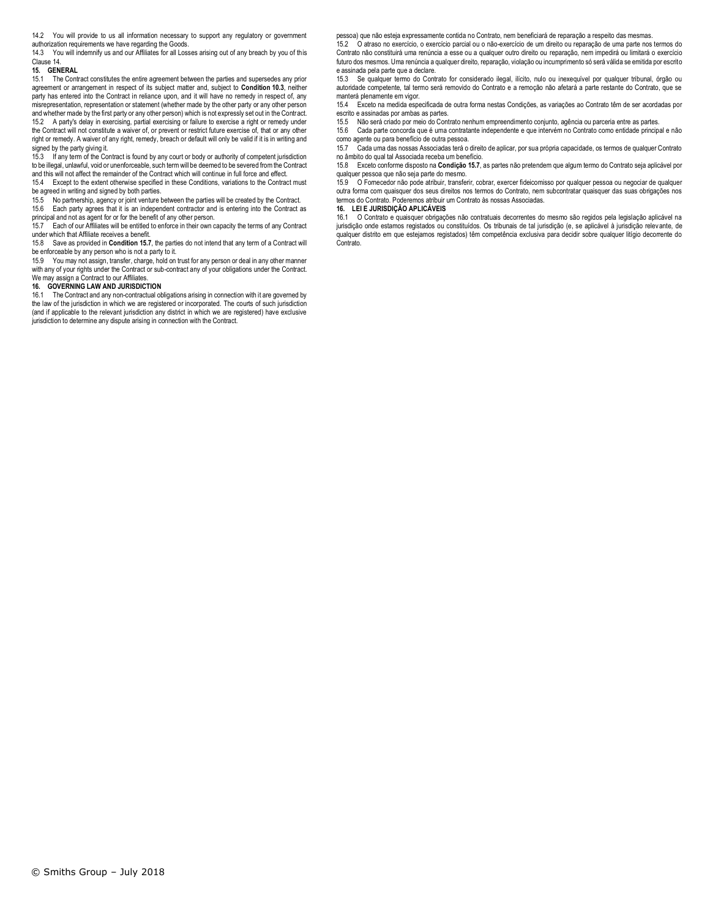14.2 You will provide to us all information necessary to support any regulatory or government authorization requirements we have regarding the Goods.

14.3 You will indemnify us and our Affiliates for all Losses arising out of any breach by you of this Clause 14.

**15. GENERAL**

15.1 The Contract constitutes the entire agreement between the parties and supersedes any prior agreement or arrangement in respect of its subject matter and, subject to **Condition 10.3**, neither party has entered into the Contract in reliance upon, and it will have no remedy in respect of, any misrepresentation, representation or statement (whether made by the other party or any other person and whether made by the first party or any other person) which is not expressly set out in the Contract.

15.2 A party's delay in exercising, partial exercising or failure to exercise a right or remedy under the Contract will not constitute a waiver of, or prevent or restrict future exercise of, that or any other right or remedy. A waiver of any right, remedy, breach or default will only be valid if it is in writing and signed by the party giving it.

15.3 If any term of the Contract is found by any court or body or authority of competent jurisdiction to be illegal, unlawful, void or unenforceable, such term will be deemed to be severed from the Contract and this will not affect the remainder of the Contract which will continue in full force and effect.

15.4 Except to the extent otherwise specified in these Conditions, variations to the Contract must be agreed in writing and signed by both parties.

15.5 No partnership, agency or joint venture between the parties will be created by the Contract.

15.6 Each party agrees that it is an independent contractor and is entering into the Contract as principal and not as agent for or for the benefit of any other person.

15.7 Each of our Affiliates will be entitled to enforce in their own capacity the terms of any Contract under which that Affiliate receives a benefit.

15.8 Save as provided in **Condition 15.7**, the parties do not intend that any term of a Contract will be enforceable by any person who is not a party to it.

15.9 You may not assign, transfer, charge, hold on trust for any person or deal in any other manner with any of your rights under the Contract or sub-contract any of your obligations under the Contract. We may assign a Contract to our Affiliates.

**16. GOVERNING LAW AND JURISDICTION**

16.1 The Contract and any non-contractual obligations arising in connection with it are governed by the law of the jurisdiction in which we are registered or incorporated. The courts of such jurisdiction (and if applicable to the relevant jurisdiction any district in which we are registered) have exclusive jurisdiction to determine any dispute arising in connection with the Contract.

pessoa) que não esteja expressamente contida no Contrato, nem beneficiará de reparação a respeito das mesmas.

15.2 O atraso no exercício, o exercício parcial ou o não-exercício de um direito ou reparação de uma parte nos termos do Contrato não constituirá uma renúncia a esse ou a qualquer outro direito ou reparação, nem impedirá ou limitará o exercício futuro dos mesmos. Uma renúncia a qualquer direito, reparação, violação ou incumprimento só será válida se emitida por escrito e assinada pela parte que a declare.

15.3 Se qualquer termo do Contrato for considerado ilegal, ilícito, nulo ou inexequível por qualquer tribunal, órgão ou autoridade competente, tal termo será removido do Contrato e a remoção não afetará a parte restante do Contrato, que se manterá plenamente em vigor.

15.4 Exceto na medida especificada de outra forma nestas Condições, as variações ao Contrato têm de ser acordadas por escrito e assinadas por ambas as partes.

15.5 Não será criado por meio do Contrato nenhum empreendimento conjunto, agência ou parceria entre as partes.

15.6 Cada parte concorda que é uma contratante independente e que intervém no Contrato como entidade principal e não como agente ou para benefício de outra pessoa.

15.7 Cada uma das nossas Associadas terá o direito de aplicar, por sua própria capacidade, os termos de qualquer Contrato no âmbito do qual tal Associada receba um benefício.

15.8 Exceto conforme disposto na **Condição 15.7**, as partes não pretendem que algum termo do Contrato seja aplicável por qualquer pessoa que não seja parte do mesmo.

15.9 O Fornecedor não pode atribuir, transferir, cobrar, exercer fideicomisso por qualquer pessoa ou negociar de qualquer outra forma com quaisquer dos seus direitos nos termos do Contrato, nem subcontratar quaisquer das suas obrigações nos termos do Contrato. Poderemos atribuir um Contrato às nossas Associadas.

**16. LEI E JURISDIÇÃO APLICÁVEIS**

16.1 O Contrato e quaisquer obrigações não contratuais decorrentes do mesmo são regidos pela legislação aplicável na jurisdição onde estamos registados ou constituídos. Os tribunais de tal jurisdição (e, se aplicável à jurisdição relevante, de qualquer distrito em que estejamos registados) têm competência exclusiva para decidir sobre qualquer litígio decorrente do Contrato.

© Smiths Group – July 2018